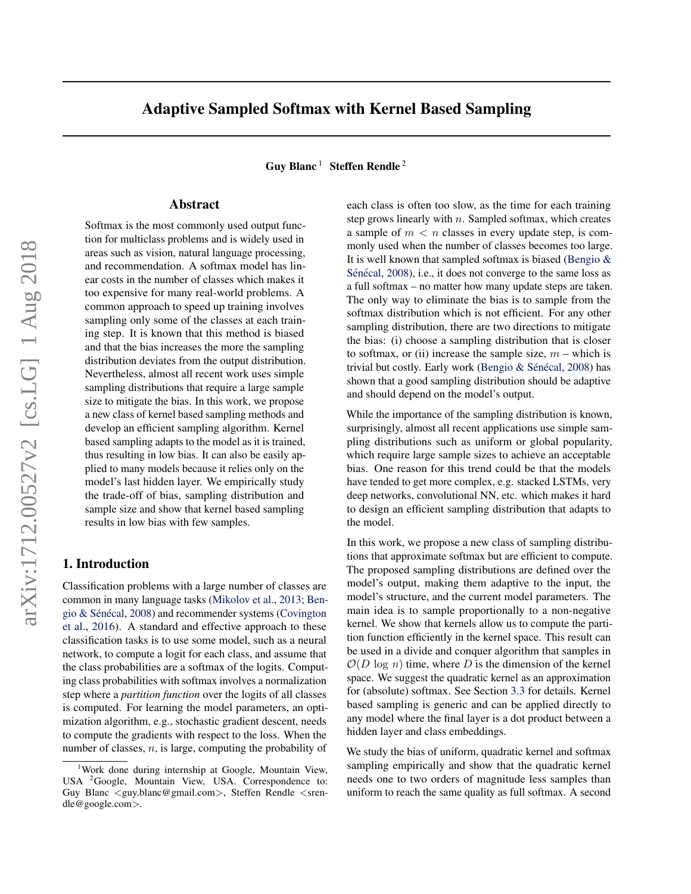# Adaptive Sampled Softmax with Kernel Based Sampling

**Guy Blanc** [1] **Steffen Rendle** [2]

## Abstract

Softmax is the most commonly used output function for multiclass problems and is widely used in areas such as vision, natural language processing, and recommendation. A softmax model has linear costs in the number of classes which makes it too expensive for many real-world problems. A common approach to speed up training involves sampling only some of the classes at each training step. It is known that this method is biased and that the bias increases the more the sampling distribution deviates from the output distribution. Nevertheless, almost all recent work uses simple sampling distributions that require a large sample size to mitigate the bias. In this work, we propose a new class of kernel based sampling methods and develop an efficient sampling algorithm. Kernel based sampling adapts to the model as it is trained, thus resulting in low bias. It can also be easily applied to many models because it relies only on the model's last hidden layer. We empirically study the trade-off of bias, sampling distribution and sample size and show that kernel based sampling results in low bias with few samples.

## 1. Introduction

Classification problems with a large number of classes are common in many language tasks (Mikolov et al., 2013; Bengio & Sénécal, 2008) and recommender systems (Covington et al., 2016). A standard and effective approach to these classification tasks is to use some model, such as a neural network, to compute a logit for each class, and assume that the class probabilities are a softmax of the logits. Computing class probabilities with softmax involves a normalization step where a *partition function* over the logits of all classes is computed. For learning the model parameters, an optimization algorithm, e.g., stochastic gradient descent, needs to compute the gradients with respect to the loss. When the number of classes, $n$, is large, computing the probability of each class is often too slow, as the time for each training step grows linearly with $n$. Sampled softmax, which creates a sample of $m < n$ classes in every update step, is commonly used when the number of classes becomes too large. It is well known that sampled softmax is biased (Bengio & Sénécal, 2008), i.e., it does not converge to the same loss as a full softmax – no matter how many update steps are taken. The only way to eliminate the bias is to sample from the softmax distribution which is not efficient. For any other sampling distribution, there are two directions to mitigate the bias: (i) choose a sampling distribution that is closer to softmax, or (ii) increase the sample size, $m$ – which is trivial but costly. Early work (Bengio & Sénécal, 2008) has shown that a good sampling distribution should be adaptive and should depend on the model's output.

While the importance of the sampling distribution is known, surprisingly, almost all recent applications use simple sampling distributions such as uniform or global popularity, which require large sample sizes to achieve an acceptable bias. One reason for this trend could be that the models have tended to get more complex, e.g. stacked LSTMs, very deep networks, convolutional NN, etc. which makes it hard to design an efficient sampling distribution that adapts to the model.

In this work, we propose a new class of sampling distributions that approximate softmax but are efficient to compute. The proposed sampling distributions are defined over the model's output, making them adaptive to the input, the model's structure, and the current model parameters. The main idea is to sample proportionally to a non-negative kernel. We show that kernels allow us to compute the partition function efficiently in the kernel space. This result can be used in a divide and conquer algorithm that samples in $\mathcal{O}(D \log n)$ time, where $D$ is the dimension of the kernel space. We suggest the quadratic kernel as an approximation for (absolute) softmax. See Section 3.3 for details. Kernel based sampling is generic and can be applied directly to any model where the final layer is a dot product between a hidden layer and class embeddings.

We study the bias of uniform, quadratic kernel and softmax sampling empirically and show that the quadratic kernel needs one to two orders of magnitude less samples than uniform to reach the same quality as full softmax. A second

---

[1] Work done during internship at Google, Mountain View, USA [2] Google, Mountain View, USA. Correspondence to: Guy Blanc <guy.blanc@gmail.com>, Steffen Rendle <srendle@google.com>.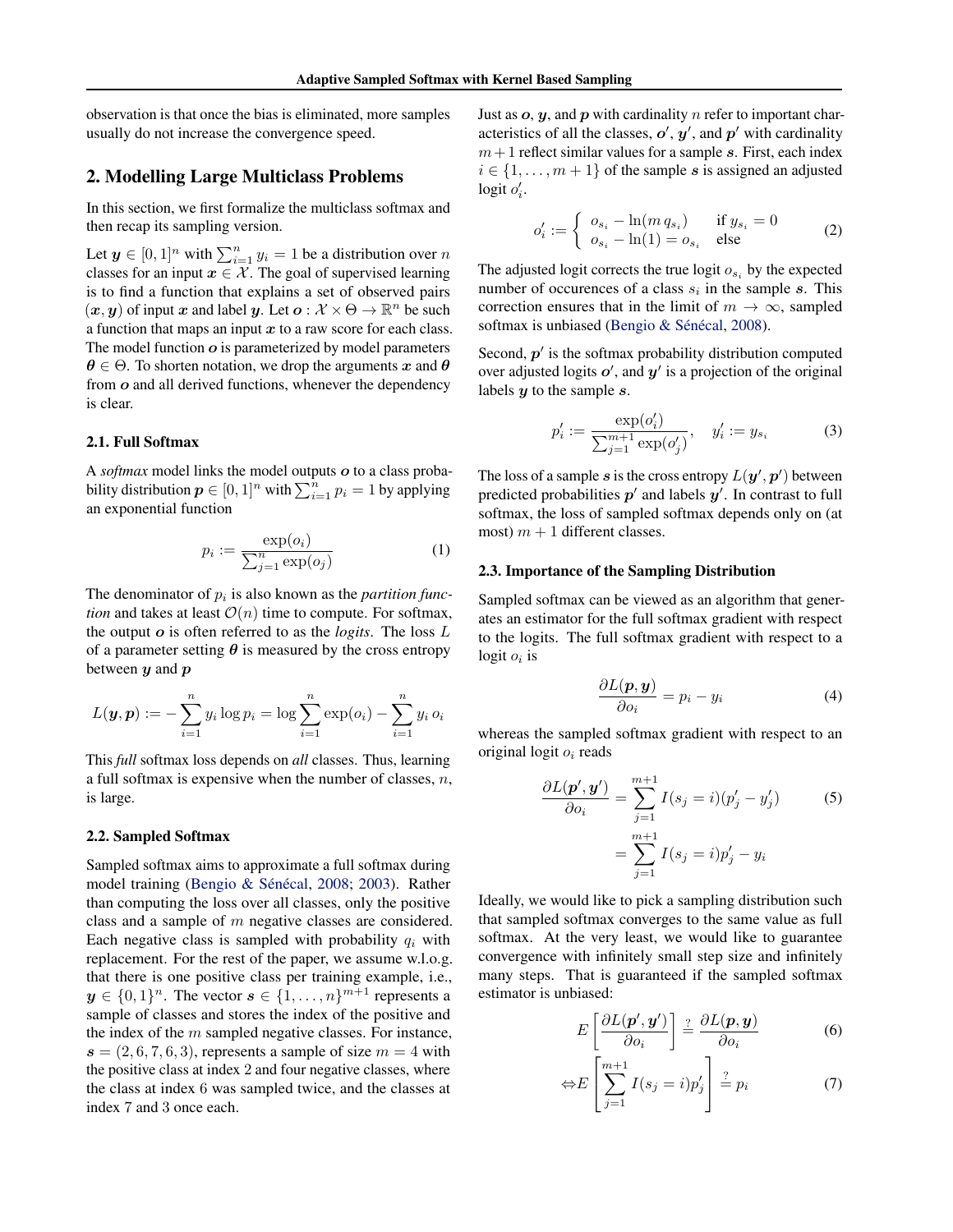observation is that once the bias is eliminated, more samples usually do not increase the convergence speed.

## 2. Modelling Large Multiclass Problems

In this section, we first formalize the multiclass softmax and then recap its sampling version.

Let $\boldsymbol{y} \in [0,1]^n$ with $\sum_{i=1}^n y_i = 1$ be a distribution over $n$ classes for an input $\boldsymbol{x} \in \mathcal{X}$. The goal of supervised learning is to find a function that explains a set of observed pairs $(\boldsymbol{x}, \boldsymbol{y})$ of input $\boldsymbol{x}$ and label $\boldsymbol{y}$. Let $\boldsymbol{o} : \mathcal{X} \times \Theta \to \mathbb{R}^n$ be such a function that maps an input $\boldsymbol{x}$ to a raw score for each class. The model function $\boldsymbol{o}$ is parameterized by model parameters $\boldsymbol{\theta} \in \Theta$. To shorten notation, we drop the arguments $\boldsymbol{x}$ and $\boldsymbol{\theta}$ from $\boldsymbol{o}$ and all derived functions, whenever the dependency is clear.

### 2.1. Full Softmax

A *softmax* model links the model outputs $\boldsymbol{o}$ to a class probability distribution $\boldsymbol{p} \in [0,1]^n$ with $\sum_{i=1}^n p_i = 1$ by applying an exponential function

$$p_i := \frac{\exp(o_i)}{\sum_{j=1}^n \exp(o_j)} \tag{1}$$

The denominator of $p_i$ is also known as the *partition function* and takes at least $\mathcal{O}(n)$ time to compute. For softmax, the output $\boldsymbol{o}$ is often referred to as the *logits*. The loss $L$ of a parameter setting $\boldsymbol{\theta}$ is measured by the cross entropy between $\boldsymbol{y}$ and $\boldsymbol{p}$

$$L(\boldsymbol{y}, \boldsymbol{p}) := -\sum_{i=1}^n y_i \log p_i = \log \sum_{i=1}^n \exp(o_i) - \sum_{i=1}^n y_i \, o_i$$

This *full* softmax loss depends on *all* classes. Thus, learning a full softmax is expensive when the number of classes, $n$, is large.

### 2.2. Sampled Softmax

Sampled softmax aims to approximate a full softmax during model training (Bengio & Sénécal, 2008; 2003). Rather than computing the loss over all classes, only the positive class and a sample of $m$ negative classes are considered. Each negative class is sampled with probability $q_i$ with replacement. For the rest of the paper, we assume w.l.o.g. that there is one positive class per training example, i.e., $\boldsymbol{y} \in \{0,1\}^n$. The vector $\boldsymbol{s} \in \{1, \ldots, n\}^{m+1}$ represents a sample of classes and stores the index of the positive and the index of the $m$ sampled negative classes. For instance, $\boldsymbol{s} = (2, 6, 7, 6, 3)$, represents a sample of size $m = 4$ with the positive class at index 2 and four negative classes, where the class at index 6 was sampled twice, and the classes at index 7 and 3 once each.

Just as $\boldsymbol{o}$, $\boldsymbol{y}$, and $\boldsymbol{p}$ with cardinality $n$ refer to important characteristics of all the classes, $\boldsymbol{o}'$, $\boldsymbol{y}'$, and $\boldsymbol{p}'$ with cardinality $m+1$ reflect similar values for a sample $\boldsymbol{s}$. First, each index $i \in \{1, \ldots, m+1\}$ of the sample $\boldsymbol{s}$ is assigned an adjusted logit $o'_i$.

$$o'_i := \begin{cases} o_{s_i} - \ln(m \, q_{s_i}) & \text{if } y_{s_i} = 0 \\ o_{s_i} - \ln(1) = o_{s_i} & \text{else} \end{cases} \tag{2}$$

The adjusted logit corrects the true logit $o_{s_i}$ by the expected number of occurences of a class $s_i$ in the sample $\boldsymbol{s}$. This correction ensures that in the limit of $m \to \infty$, sampled softmax is unbiased (Bengio & Sénécal, 2008).

Second, $\boldsymbol{p}'$ is the softmax probability distribution computed over adjusted logits $\boldsymbol{o}'$, and $\boldsymbol{y}'$ is a projection of the original labels $\boldsymbol{y}$ to the sample $\boldsymbol{s}$.

$$p'_i := \frac{\exp(o'_i)}{\sum_{j=1}^{m+1} \exp(o'_j)}, \quad y'_i := y_{s_i} \tag{3}$$

The loss of a sample $\boldsymbol{s}$ is the cross entropy $L(\boldsymbol{y}', \boldsymbol{p}')$ between predicted probabilities $\boldsymbol{p}'$ and labels $\boldsymbol{y}'$. In contrast to full softmax, the loss of sampled softmax depends only on (at most) $m+1$ different classes.

### 2.3. Importance of the Sampling Distribution

Sampled softmax can be viewed as an algorithm that generates an estimator for the full softmax gradient with respect to the logits. The full softmax gradient with respect to a logit $o_i$ is

$$\frac{\partial L(\boldsymbol{p}, \boldsymbol{y})}{\partial o_i} = p_i - y_i \tag{4}$$

whereas the sampled softmax gradient with respect to an original logit $o_i$ reads

$$\begin{aligned} \frac{\partial L(\boldsymbol{p}', \boldsymbol{y}')}{\partial o_i} &= \sum_{j=1}^{m+1} I(s_j = i)(p'_j - y'_j) \qquad (5) \\ &= \sum_{j=1}^{m+1} I(s_j = i) p'_j - y_i \end{aligned}$$

Ideally, we would like to pick a sampling distribution such that sampled softmax converges to the same value as full softmax. At the very least, we would like to guarantee convergence with infinitely small step size and infinitely many steps. That is guaranteed if the sampled softmax estimator is unbiased:

$$E\left[\frac{\partial L(\boldsymbol{p}', \boldsymbol{y}')}{\partial o_i}\right] \stackrel{?}{=} \frac{\partial L(\boldsymbol{p}, \boldsymbol{y})}{\partial o_i} \tag{6}$$

$$\Leftrightarrow E\left[\sum_{j=1}^{m+1} I(s_j = i) p'_j\right] \stackrel{?}{=} p_i \tag{7}$$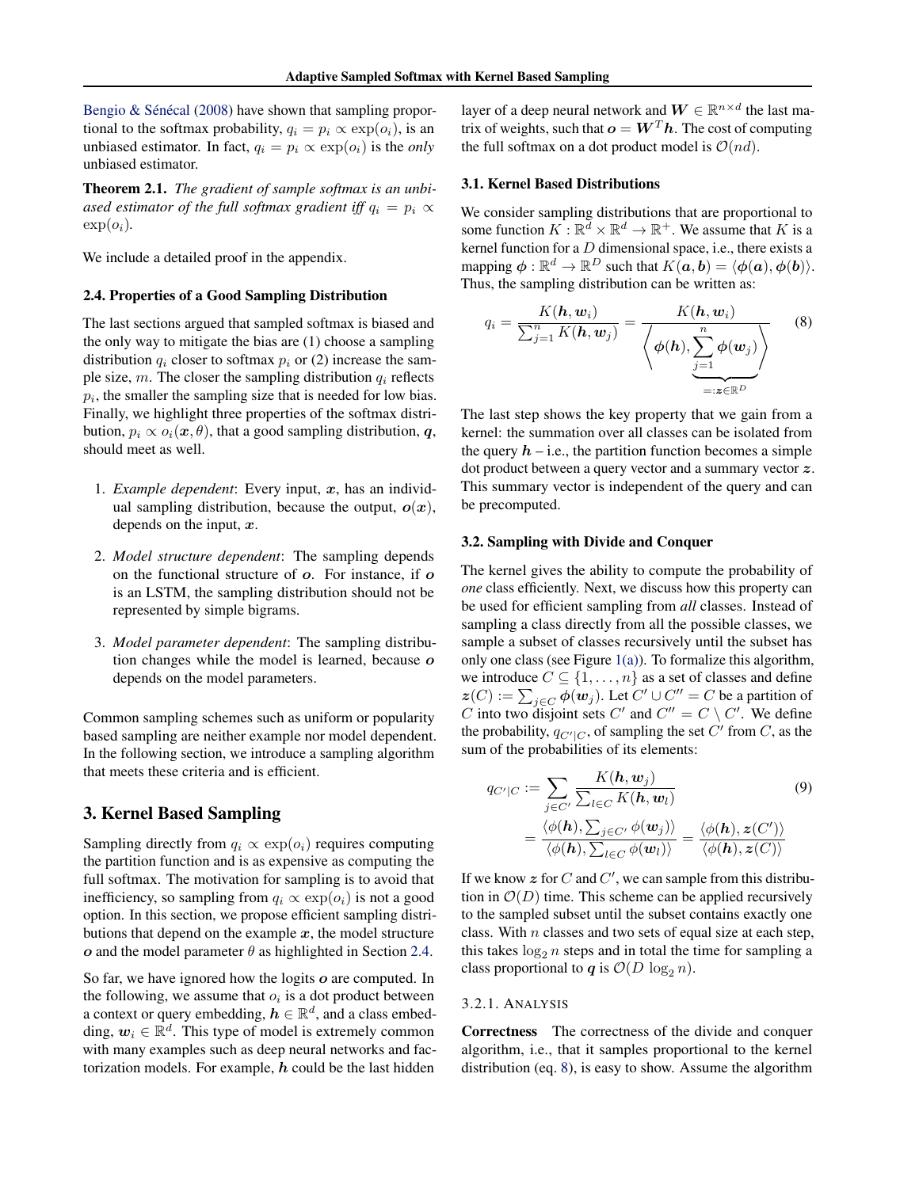Bengio & Senécal (2008) have shown that sampling proportional to the softmax probability, $q_i = p_i \propto \exp(o_i)$, is an unbiased estimator. In fact, $q_i = p_i \propto \exp(o_i)$ is the *only* unbiased estimator.

**Theorem 2.1.** *The gradient of sample softmax is an unbiased estimator of the full softmax gradient iff* $q_i = p_i \propto \exp(o_i)$.

We include a detailed proof in the appendix.

### 2.4. Properties of a Good Sampling Distribution

The last sections argued that sampled softmax is biased and the only way to mitigate the bias are (1) choose a sampling distribution $q_i$ closer to softmax $p_i$ or (2) increase the sample size, $m$. The closer the sampling distribution $q_i$ reflects $p_i$, the smaller the sampling size that is needed for low bias. Finally, we highlight three properties of the softmax distribution, $p_i \propto o_i(\boldsymbol{x}, \theta)$, that a good sampling distribution, $\boldsymbol{q}$, should meet as well.

1. *Example dependent*: Every input, $\boldsymbol{x}$, has an individual sampling distribution, because the output, $\boldsymbol{o}(\boldsymbol{x})$, depends on the input, $\boldsymbol{x}$.
2. *Model structure dependent*: The sampling depends on the functional structure of $\boldsymbol{o}$. For instance, if $\boldsymbol{o}$ is an LSTM, the sampling distribution should not be represented by simple bigrams.
3. *Model parameter dependent*: The sampling distribution changes while the model is learned, because $\boldsymbol{o}$ depends on the model parameters.

Common sampling schemes such as uniform or popularity based sampling are neither example nor model dependent. In the following section, we introduce a sampling algorithm that meets these criteria and is efficient.

## 3. Kernel Based Sampling

Sampling directly from $q_i \propto \exp(o_i)$ requires computing the partition function and is as expensive as computing the full softmax. The motivation for sampling is to avoid that inefficiency, so sampling from $q_i \propto \exp(o_i)$ is not a good option. In this section, we propose efficient sampling distributions that depend on the example $\boldsymbol{x}$, the model structure $\boldsymbol{o}$ and the model parameter $\theta$ as highlighted in Section 2.4.

So far, we have ignored how the logits $\boldsymbol{o}$ are computed. In the following, we assume that $o_i$ is a dot product between a context or query embedding, $\boldsymbol{h} \in \mathbb{R}^d$, and a class embedding, $\boldsymbol{w}_i \in \mathbb{R}^d$. This type of model is extremely common with many examples such as deep neural networks and factorization models. For example, $\boldsymbol{h}$ could be the last hidden layer of a deep neural network and $\boldsymbol{W} \in \mathbb{R}^{n \times d}$ the last matrix of weights, such that $\boldsymbol{o} = \boldsymbol{W}^T \boldsymbol{h}$. The cost of computing the full softmax on a dot product model is $\mathcal{O}(nd)$.

### 3.1. Kernel Based Distributions

We consider sampling distributions that are proportional to some function $K : \mathbb{R}^d \times \mathbb{R}^d \rightarrow \mathbb{R}^+$. We assume that $K$ is a kernel function for a $D$ dimensional space, i.e., there exists a mapping $\boldsymbol{\phi} : \mathbb{R}^d \rightarrow \mathbb{R}^D$ such that $K(\boldsymbol{a}, \boldsymbol{b}) = \langle \boldsymbol{\phi}(\boldsymbol{a}), \boldsymbol{\phi}(\boldsymbol{b}) \rangle$. Thus, the sampling distribution can be written as:

$$q_i = \frac{K(\boldsymbol{h}, \boldsymbol{w}_i)}{\sum_{j=1}^{n} K(\boldsymbol{h}, \boldsymbol{w}_j)} = \frac{K(\boldsymbol{h}, \boldsymbol{w}_i)}{\left\langle \boldsymbol{\phi}(\boldsymbol{h}), \underbrace{\sum_{j=1}^{n} \boldsymbol{\phi}(\boldsymbol{w}_j)}_{=:\boldsymbol{z} \in \mathbb{R}^D} \right\rangle} \tag{8}$$

The last step shows the key property that we gain from a kernel: the summation over all classes can be isolated from the query $\boldsymbol{h}$ – i.e., the partition function becomes a simple dot product between a query vector and a summary vector $\boldsymbol{z}$. This summary vector is independent of the query and can be precomputed.

### 3.2. Sampling with Divide and Conquer

The kernel gives the ability to compute the probability of *one* class efficiently. Next, we discuss how this property can be used for efficient sampling from *all* classes. Instead of sampling a class directly from all the possible classes, we sample a subset of classes recursively until the subset has only one class (see Figure 1(a)). To formalize this algorithm, we introduce $C \subseteq \{1, \ldots, n\}$ as a set of classes and define $\boldsymbol{z}(C) := \sum_{j \in C} \boldsymbol{\phi}(\boldsymbol{w}_j)$. Let $C' \cup C'' = C$ be a partition of $C$ into two disjoint sets $C'$ and $C'' = C \setminus C'$. We define the probability, $q_{C'|C}$, of sampling the set $C'$ from $C$, as the sum of the probabilities of its elements:

$$\begin{aligned} q_{C'|C} &:= \sum_{j \in C'} \frac{K(\boldsymbol{h}, \boldsymbol{w}_j)}{\sum_{l \in C} K(\boldsymbol{h}, \boldsymbol{w}_l)} \\ &= \frac{\langle \phi(\boldsymbol{h}), \sum_{j \in C'} \phi(\boldsymbol{w}_j) \rangle}{\langle \phi(\boldsymbol{h}), \sum_{l \in C} \phi(\boldsymbol{w}_l) \rangle} = \frac{\langle \phi(\boldsymbol{h}), \boldsymbol{z}(C') \rangle}{\langle \phi(\boldsymbol{h}), \boldsymbol{z}(C) \rangle} \end{aligned} \tag{9}$$

If we know $\boldsymbol{z}$ for $C$ and $C'$, we can sample from this distribution in $\mathcal{O}(D)$ time. This scheme can be applied recursively to the sampled subset until the subset contains exactly one class. With $n$ classes and two sets of equal size at each step, this takes $\log_2 n$ steps and in total the time for sampling a class proportional to $\boldsymbol{q}$ is $\mathcal{O}(D \log_2 n)$.

#### 3.2.1. Analysis

**Correctness** The correctness of the divide and conquer algorithm, i.e., that it samples proportional to the kernel distribution (eq. 8), is easy to show. Assume the algorithm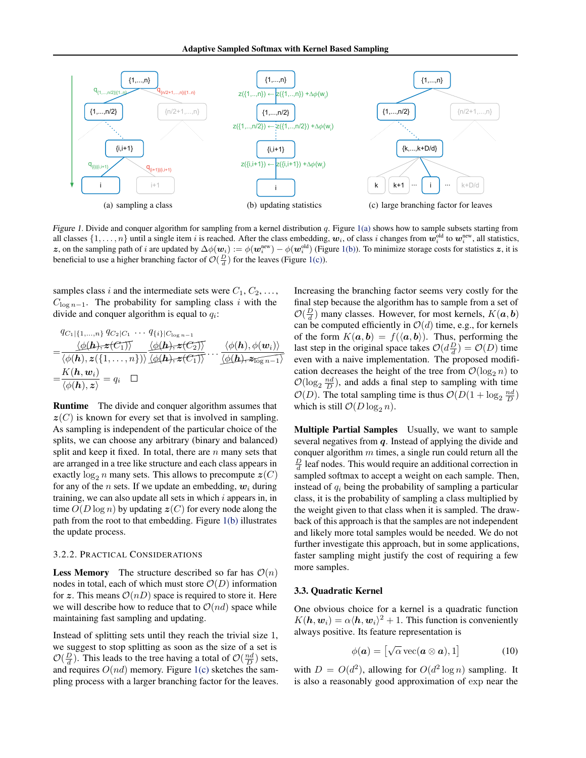Figure 1. Divide and conquer algorithm for sampling from a kernel distribution $q$. Figure 1(a) shows how to sample subsets starting from all classes $\{1, \dots, n\}$ until a single item $i$ is reached. After the class embedding, $\boldsymbol{w}_i$, of class $i$ changes from $\boldsymbol{w}_i^{\text{old}}$ to $\boldsymbol{w}_i^{\text{new}}$, all statistics, $\boldsymbol{z}$, on the sampling path of $i$ are updated by $\Delta\phi(\boldsymbol{w}_i) := \phi(\boldsymbol{w}_i^{\text{new}}) - \phi(\boldsymbol{w}_i^{\text{old}})$ (Figure 1(b)). To minimize storage costs for statistics $\boldsymbol{z}$, it is beneficial to use a higher branching factor of $\mathcal{O}(\frac{D}{d})$ for the leaves (Figure 1(c)).

samples class $i$ and the intermediate sets were $C_1, C_2, \dots, C_{\log n - 1}$. The probability for sampling class $i$ with the divide and conquer algorithm is equal to $q_i$:

$$
\begin{aligned}
& q_{C_1|\{1,\dots,n\}} \, q_{C_2|C_1} \cdots q_{\{i\}|C_{\log n-1}} \\
=& \frac{\cancel{\langle \phi(\boldsymbol{h}), \boldsymbol{z}(C_1) \rangle}}{\langle \phi(\boldsymbol{h}), \boldsymbol{z}(\{1,\dots,n\}) \rangle} \frac{\cancel{\langle \phi(\boldsymbol{h}), \boldsymbol{z}(C_2) \rangle}}{\cancel{\langle \phi(\boldsymbol{h}), \boldsymbol{z}(C_1) \rangle}} \cdots \frac{\langle \phi(\boldsymbol{h}), \phi(\boldsymbol{w}_i) \rangle}{\cancel{\langle \phi(\boldsymbol{h}), \boldsymbol{z}_{\log n - 1} \rangle}} \\
=& \frac{K(\boldsymbol{h}, \boldsymbol{w}_i)}{\langle \phi(\boldsymbol{h}), \boldsymbol{z} \rangle} = q_i \quad \square
\end{aligned}
$$

**Runtime** The divide and conquer algorithm assumes that $\boldsymbol{z}(C)$ is known for every set that is involved in sampling. As sampling is independent of the particular choice of the splits, we can choose any arbitrary (binary and balanced) split and keep it fixed. In total, there are $n$ many sets that are arranged in a tree like structure and each class appears in exactly $\log_2 n$ many sets. This allows to precompute $\boldsymbol{z}(C)$ for any of the $n$ sets. If we update an embedding, $\boldsymbol{w}_i$ during training, we can also update all sets in which $i$ appears in, in time $O(D \log n)$ by updating $\boldsymbol{z}(C)$ for every node along the path from the root to that embedding. Figure 1(b) illustrates the update process.

### 3.2.2. Practical Considerations

**Less Memory** The structure described so far has $\mathcal{O}(n)$ nodes in total, each of which must store $\mathcal{O}(D)$ information for $\boldsymbol{z}$. This means $\mathcal{O}(nD)$ space is required to store it. Here we will describe how to reduce that to $\mathcal{O}(nd)$ space while maintaining fast sampling and updating.

Instead of splitting sets until they reach the trivial size 1, we suggest to stop splitting as soon as the size of a set is $\mathcal{O}(\frac{D}{d})$. This leads to the tree having a total of $\mathcal{O}(\frac{nd}{D})$ sets, and requires $O(nd)$ memory. Figure 1(c) sketches the sampling process with a larger branching factor for the leaves.

Increasing the branching factor seems very costly for the final step because the algorithm has to sample from a set of $\mathcal{O}(\frac{D}{d})$ many classes. However, for most kernels, $K(\boldsymbol{a}, \boldsymbol{b})$ can be computed efficiently in $\mathcal{O}(d)$ time, e.g., for kernels of the form $K(\boldsymbol{a}, \boldsymbol{b}) = f(\langle \boldsymbol{a}, \boldsymbol{b} \rangle)$. Thus, performing the last step in the original space takes $\mathcal{O}(d\frac{D}{d}) = \mathcal{O}(D)$ time even with a naive implementation. The proposed modification decreases the height of the tree from $\mathcal{O}(\log_2 n)$ to $\mathcal{O}(\log_2 \frac{nd}{D})$, and adds a final step to sampling with time $\mathcal{O}(D)$. The total sampling time is thus $\mathcal{O}(D(1 + \log_2 \frac{nd}{D})$ which is still $\mathcal{O}(D \log_2 n)$.

**Multiple Partial Samples** Usually, we want to sample several negatives from $\boldsymbol{q}$. Instead of applying the divide and conquer algorithm $m$ times, a single run could return all the $\frac{D}{d}$ leaf nodes. This would require an additional correction in sampled softmax to accept a weight on each sample. Then, instead of $q_i$ being the probability of sampling a particular class, it is the probability of sampling a class multiplied by the weight given to that class when it is sampled. The drawback of this approach is that the samples are not independent and likely more total samples would be needed. We do not further investigate this approach, but in some applications, faster sampling might justify the cost of requiring a few more samples.

## 3.3. Quadratic Kernel

One obvious choice for a kernel is a quadratic function $K(\boldsymbol{h}, \boldsymbol{w}_i) = \alpha \langle \boldsymbol{h}, \boldsymbol{w}_i \rangle^2 + 1$. This function is conveniently always positive. Its feature representation is

$$
\phi(\boldsymbol{a}) = \left[\sqrt{\alpha}\, \text{vec}(\boldsymbol{a} \otimes \boldsymbol{a}), 1\right] \tag{10}
$$

with $D = O(d^2)$, allowing for $O(d^2 \log n)$ sampling. It is also a reasonably good approximation of exp near the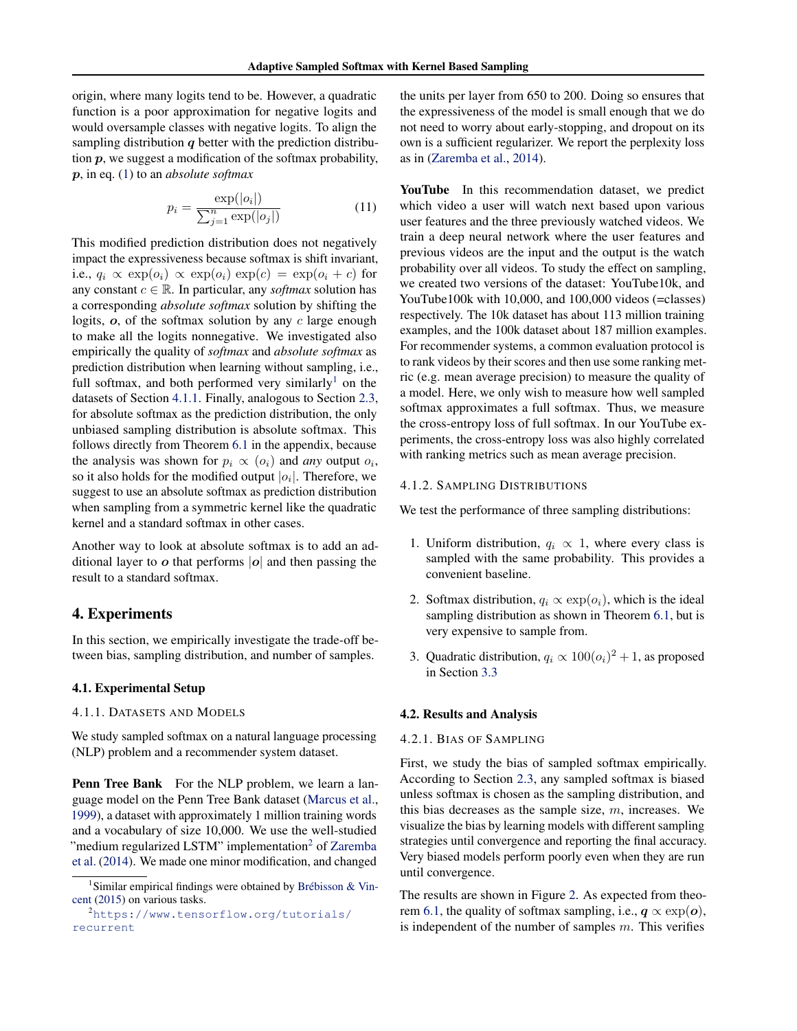origin, where many logits tend to be. However, a quadratic function is a poor approximation for negative logits and would oversample classes with negative logits. To align the sampling distribution $\boldsymbol{q}$ better with the prediction distribution $\boldsymbol{p}$, we suggest a modification of the softmax probability, $\boldsymbol{p}$, in eq. (1) to an *absolute softmax*

$$p_i = \frac{\exp(|o_i|)}{\sum_{j=1}^{n} \exp(|o_j|)} \tag{11}$$

This modified prediction distribution does not negatively impact the expressiveness because softmax is shift invariant, i.e., $q_i \propto \exp(o_i) \propto \exp(o_i)\exp(c) = \exp(o_i + c)$ for any constant $c \in \mathbb{R}$. In particular, any *softmax* solution has a corresponding *absolute softmax* solution by shifting the logits, $\boldsymbol{o}$, of the softmax solution by any $c$ large enough to make all the logits nonnegative. We investigated also empirically the quality of *softmax* and *absolute softmax* as prediction distribution when learning without sampling, i.e., full softmax, and both performed very similarly[1] on the datasets of Section 4.1.1. Finally, analogous to Section 2.3, for absolute softmax as the prediction distribution, the only unbiased sampling distribution is absolute softmax. This follows directly from Theorem 6.1 in the appendix, because the analysis was shown for $p_i \propto (o_i)$ and *any* output $o_i$, so it also holds for the modified output $|o_i|$. Therefore, we suggest to use an absolute softmax as prediction distribution when sampling from a symmetric kernel like the quadratic kernel and a standard softmax in other cases.

Another way to look at absolute softmax is to add an additional layer to $\boldsymbol{o}$ that performs $|\boldsymbol{o}|$ and then passing the result to a standard softmax.

## 4. Experiments

In this section, we empirically investigate the trade-off between bias, sampling distribution, and number of samples.

### 4.1. Experimental Setup

#### 4.1.1. Datasets and Models

We study sampled softmax on a natural language processing (NLP) problem and a recommender system dataset.

**Penn Tree Bank** For the NLP problem, we learn a language model on the Penn Tree Bank dataset (Marcus et al., 1999), a dataset with approximately 1 million training words and a vocabulary of size 10,000. We use the well-studied "medium regularized LSTM" implementation[2] of Zaremba et al. (2014). We made one minor modification, and changed the units per layer from 650 to 200. Doing so ensures that the expressiveness of the model is small enough that we do not need to worry about early-stopping, and dropout on its own is a sufficient regularizer. We report the perplexity loss as in (Zaremba et al., 2014).

**YouTube** In this recommendation dataset, we predict which video a user will watch next based upon various user features and the three previously watched videos. We train a deep neural network where the user features and previous videos are the input and the output is the watch probability over all videos. To study the effect on sampling, we created two versions of the dataset: YouTube10k, and YouTube100k with 10,000, and 100,000 videos (=classes) respectively. The 10k dataset has about 113 million training examples, and the 100k dataset about 187 million examples. For recommender systems, a common evaluation protocol is to rank videos by their scores and then use some ranking metric (e.g. mean average precision) to measure the quality of a model. Here, we only wish to measure how well sampled softmax approximates a full softmax. Thus, we measure the cross-entropy loss of full softmax. In our YouTube experiments, the cross-entropy loss was also highly correlated with ranking metrics such as mean average precision.

#### 4.1.2. Sampling Distributions

We test the performance of three sampling distributions:

1. Uniform distribution, $q_i \propto 1$, where every class is sampled with the same probability. This provides a convenient baseline.
2. Softmax distribution, $q_i \propto \exp(o_i)$, which is the ideal sampling distribution as shown in Theorem 6.1, but is very expensive to sample from.
3. Quadratic distribution, $q_i \propto 100(o_i)^2 + 1$, as proposed in Section 3.3

### 4.2. Results and Analysis

#### 4.2.1. Bias of Sampling

First, we study the bias of sampled softmax empirically. According to Section 2.3, any sampled softmax is biased unless softmax is chosen as the sampling distribution, and this bias decreases as the sample size, $m$, increases. We visualize the bias by learning models with different sampling strategies until convergence and reporting the final accuracy. Very biased models perform poorly even when they are run until convergence.

The results are shown in Figure 2. As expected from theorem 6.1, the quality of softmax sampling, i.e., $\boldsymbol{q} \propto \exp(\boldsymbol{o})$, is independent of the number of samples $m$. This verifies

[1] Similar empirical findings were obtained by Brébisson & Vincent (2015) on various tasks.

[2] https://www.tensorflow.org/tutorials/recurrent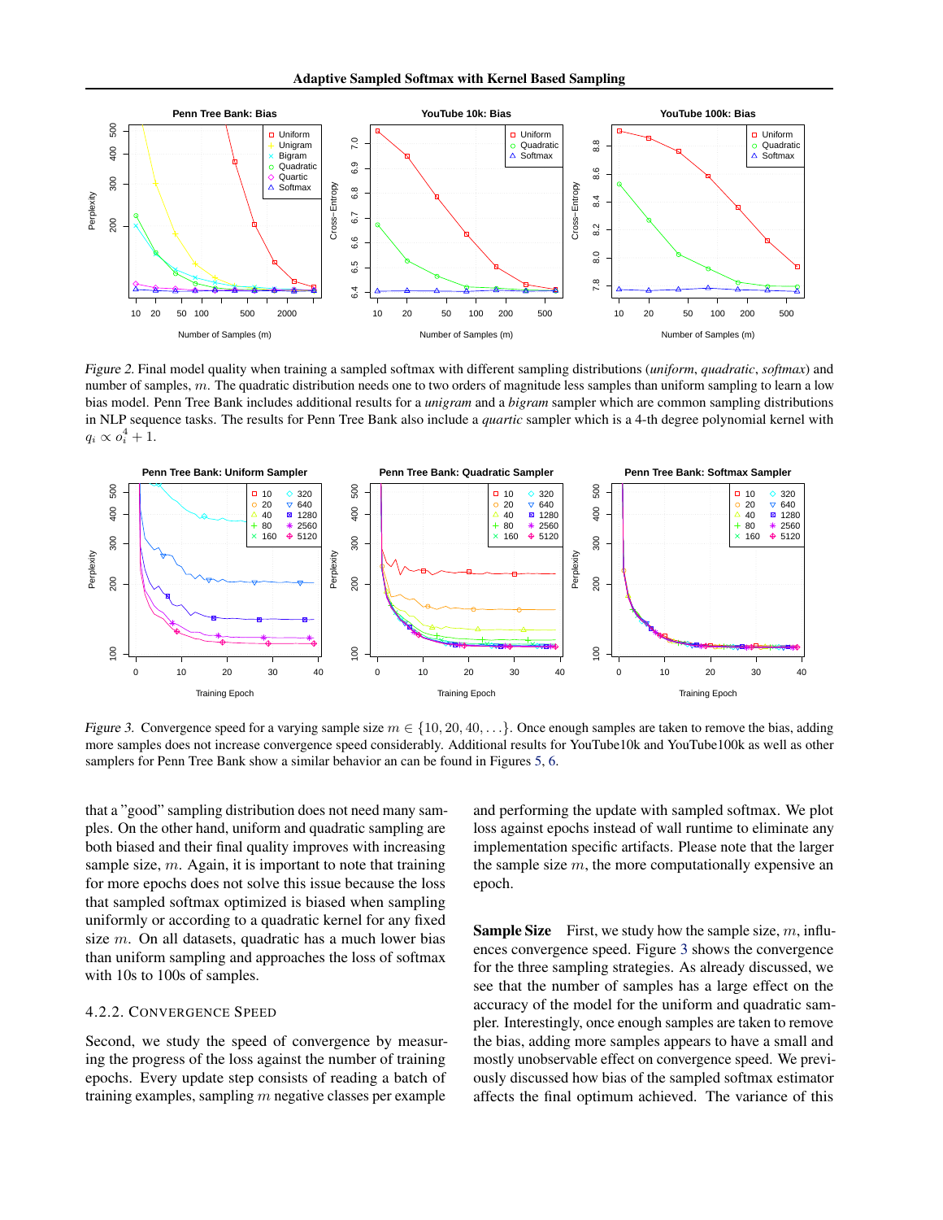*Figure 2.* Final model quality when training a sampled softmax with different sampling distributions (*uniform*, *quadratic*, *softmax*) and number of samples, $m$. The quadratic distribution needs one to two orders of magnitude less samples than uniform sampling to learn a low bias model. Penn Tree Bank includes additional results for a *unigram* and a *bigram* sampler which are common sampling distributions in NLP sequence tasks. The results for Penn Tree Bank also include a *quartic* sampler which is a 4-th degree polynomial kernel with $q_i \propto o_i^4 + 1$.

*Figure 3.* Convergence speed for a varying sample size $m \in \{10, 20, 40, \ldots\}$. Once enough samples are taken to remove the bias, adding more samples does not increase convergence speed considerably. Additional results for YouTube10k and YouTube100k as well as other samplers for Penn Tree Bank show a similar behavior an can be found in Figures 5, 6.

that a "good" sampling distribution does not need many samples. On the other hand, uniform and quadratic sampling are both biased and their final quality improves with increasing sample size, $m$. Again, it is important to note that training for more epochs does not solve this issue because the loss that sampled softmax optimized is biased when sampling uniformly or according to a quadratic kernel for any fixed size $m$. On all datasets, quadratic has a much lower bias than uniform sampling and approaches the loss of softmax with 10s to 100s of samples.

### 4.2.2. Convergence Speed

Second, we study the speed of convergence by measuring the progress of the loss against the number of training epochs. Every update step consists of reading a batch of training examples, sampling $m$ negative classes per example and performing the update with sampled softmax. We plot loss against epochs instead of wall runtime to eliminate any implementation specific artifacts. Please note that the larger the sample size $m$, the more computationally expensive an epoch.

**Sample Size** First, we study how the sample size, $m$, influences convergence speed. Figure 3 shows the convergence for the three sampling strategies. As already discussed, we see that the number of samples has a large effect on the accuracy of the model for the uniform and quadratic sampler. Interestingly, once enough samples are taken to remove the bias, adding more samples appears to have a small and mostly unobservable effect on convergence speed. We previously discussed how bias of the sampled softmax estimator affects the final optimum achieved. The variance of this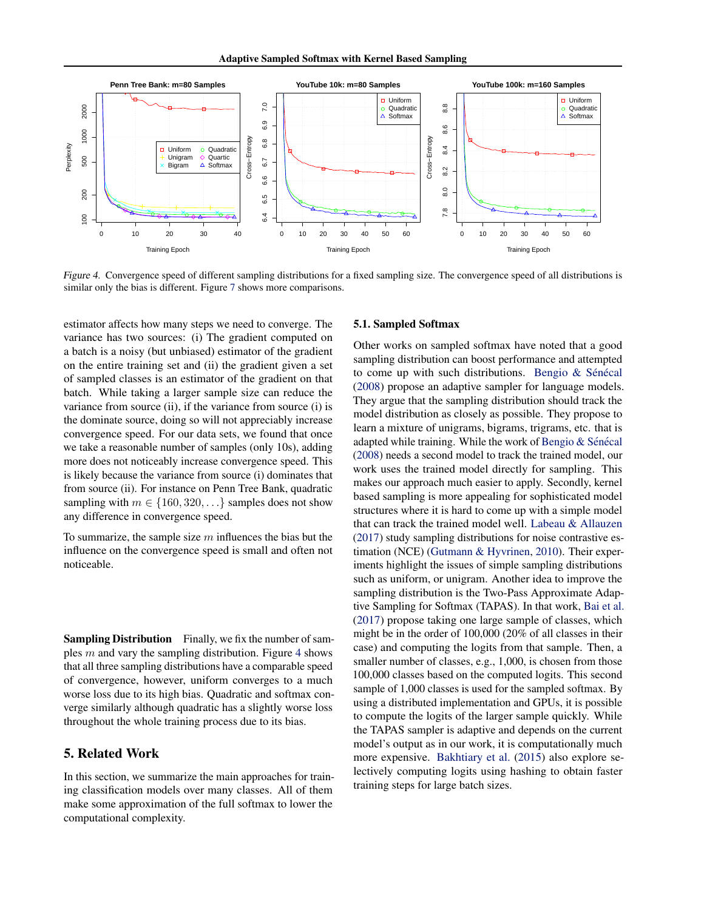Figure 4. Convergence speed of different sampling distributions for a fixed sampling size. The convergence speed of all distributions is similar only the bias is different. Figure 7 shows more comparisons.

estimator affects how many steps we need to converge. The variance has two sources: (i) The gradient computed on a batch is a noisy (but unbiased) estimator of the gradient on the entire training set and (ii) the gradient given a set of sampled classes is an estimator of the gradient on that batch. While taking a larger sample size can reduce the variance from source (ii), if the variance from source (i) is the dominate source, doing so will not appreciably increase convergence speed. For our data sets, we found that once we take a reasonable number of samples (only 10s), adding more does not noticeably increase convergence speed. This is likely because the variance from source (i) dominates that from source (ii). For instance on Penn Tree Bank, quadratic sampling with $m \in \{160, 320, \ldots\}$ samples does not show any difference in convergence speed.

To summarize, the sample size $m$ influences the bias but the influence on the convergence speed is small and often not noticeable.

**Sampling Distribution** Finally, we fix the number of samples $m$ and vary the sampling distribution. Figure 4 shows that all three sampling distributions have a comparable speed of convergence, however, uniform converges to a much worse loss due to its high bias. Quadratic and softmax converge similarly although quadratic has a slightly worse loss throughout the whole training process due to its bias.

## 5. Related Work

In this section, we summarize the main approaches for training classification models over many classes. All of them make some approximation of the full softmax to lower the computational complexity.

### 5.1. Sampled Softmax

Other works on sampled softmax have noted that a good sampling distribution can boost performance and attempted to come up with such distributions. Bengio & Sénécal (2008) propose an adaptive sampler for language models. They argue that the sampling distribution should track the model distribution as closely as possible. They propose to learn a mixture of unigrams, bigrams, trigrams, etc. that is adapted while training. While the work of Bengio & Sénécal (2008) needs a second model to track the trained model, our work uses the trained model directly for sampling. This makes our approach much easier to apply. Secondly, kernel based sampling is more appealing for sophisticated model structures where it is hard to come up with a simple model that can track the trained model well. Labeau & Allauzen (2017) study sampling distributions for noise contrastive estimation (NCE) (Gutmann & Hyvrinen, 2010). Their experiments highlight the issues of simple sampling distributions such as uniform, or unigram. Another idea to improve the sampling distribution is the Two-Pass Approximate Adaptive Sampling for Softmax (TAPAS). In that work, Bai et al. (2017) propose taking one large sample of classes, which might be in the order of 100,000 (20% of all classes in their case) and computing the logits from that sample. Then, a smaller number of classes, e.g., 1,000, is chosen from those 100,000 classes based on the computed logits. This second sample of 1,000 classes is used for the sampled softmax. By using a distributed implementation and GPUs, it is possible to compute the logits of the larger sample quickly. While the TAPAS sampler is adaptive and depends on the current model's output as in our work, it is computationally much more expensive. Bakhtiary et al. (2015) also explore selectively computing logits using hashing to obtain faster training steps for large batch sizes.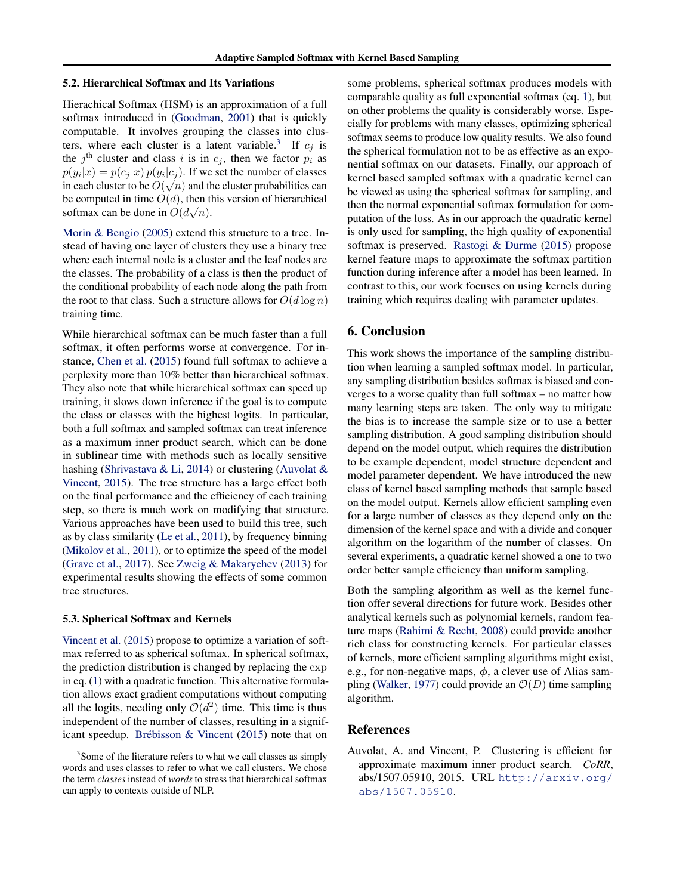### 5.2. Hierarchical Softmax and Its Variations

Hierachical Softmax (HSM) is an approximation of a full softmax introduced in (Goodman, 2001) that is quickly computable. It involves grouping the classes into clusters, where each cluster is a latent variable.[3] If $c_j$ is the $j^{\text{th}}$ cluster and class $i$ is in $c_j$, then we factor $p_i$ as $p(y_i|x) = p(c_j|x)\,p(y_i|c_j)$. If we set the number of classes in each cluster to be $O(\sqrt{n})$ and the cluster probabilities can be computed in time $O(d)$, then this version of hierarchical softmax can be done in $O(d\sqrt{n})$.

Morin & Bengio (2005) extend this structure to a tree. Instead of having one layer of clusters they use a binary tree where each internal node is a cluster and the leaf nodes are the classes. The probability of a class is then the product of the conditional probability of each node along the path from the root to that class. Such a structure allows for $O(d \log n)$ training time.

While hierarchical softmax can be much faster than a full softmax, it often performs worse at convergence. For instance, Chen et al. (2015) found full softmax to achieve a perplexity more than 10% better than hierarchical softmax. They also note that while hierarchical softmax can speed up training, it slows down inference if the goal is to compute the class or classes with the highest logits. In particular, both a full softmax and sampled softmax can treat inference as a maximum inner product search, which can be done in sublinear time with methods such as locally sensitive hashing (Shrivastava & Li, 2014) or clustering (Auvolat & Vincent, 2015). The tree structure has a large effect both on the final performance and the efficiency of each training step, so there is much work on modifying that structure. Various approaches have been used to build this tree, such as by class similarity (Le et al., 2011), by frequency binning (Mikolov et al., 2011), or to optimize the speed of the model (Grave et al., 2017). See Zweig & Makarychev (2013) for experimental results showing the effects of some common tree structures.

[3] Some of the literature refers to what we call classes as simply words and uses classes to refer to what we call clusters. We chose the term *classes* instead of *words* to stress that hierarchical softmax can apply to contexts outside of NLP.

### 5.3. Spherical Softmax and Kernels

Vincent et al. (2015) propose to optimize a variation of softmax referred to as spherical softmax. In spherical softmax, the prediction distribution is changed by replacing the exp in eq. (1) with a quadratic function. This alternative formulation allows exact gradient computations without computing all the logits, needing only $\mathcal{O}(d^2)$ time. This time is thus independent of the number of classes, resulting in a significant speedup. Brébisson & Vincent (2015) note that on some problems, spherical softmax produces models with comparable quality as full exponential softmax (eq. 1), but on other problems the quality is considerably worse. Especially for problems with many classes, optimizing spherical softmax seems to produce low quality results. We also found the spherical formulation not to be as effective as an exponential softmax on our datasets. Finally, our approach of kernel based sampled softmax with a quadratic kernel can be viewed as using the spherical softmax for sampling, and then the normal exponential softmax formulation for computation of the loss. As in our approach the quadratic kernel is only used for sampling, the high quality of exponential softmax is preserved. Rastogi & Durme (2015) propose kernel feature maps to approximate the softmax partition function during inference after a model has been learned. In contrast to this, our work focuses on using kernels during training which requires dealing with parameter updates.

## 6. Conclusion

This work shows the importance of the sampling distribution when learning a sampled softmax model. In particular, any sampling distribution besides softmax is biased and converges to a worse quality than full softmax – no matter how many learning steps are taken. The only way to mitigate the bias is to increase the sample size or to use a better sampling distribution. A good sampling distribution should depend on the model output, which requires the distribution to be example dependent, model structure dependent and model parameter dependent. We have introduced the new class of kernel based sampling methods that sample based on the model output. Kernels allow efficient sampling even for a large number of classes as they depend only on the dimension of the kernel space and with a divide and conquer algorithm on the logarithm of the number of classes. On several experiments, a quadratic kernel showed a one to two order better sample efficiency than uniform sampling.

Both the sampling algorithm as well as the kernel function offer several directions for future work. Besides other analytical kernels such as polynomial kernels, random feature maps (Rahimi & Recht, 2008) could provide another rich class for constructing kernels. For particular classes of kernels, more efficient sampling algorithms might exist, e.g., for non-negative maps, $\phi$, a clever use of Alias sampling (Walker, 1977) could provide an $\mathcal{O}(D)$ time sampling algorithm.

## References

Auvolat, A. and Vincent, P. Clustering is efficient for approximate maximum inner product search. *CoRR*, abs/1507.05910, 2015. URL http://arxiv.org/abs/1507.05910.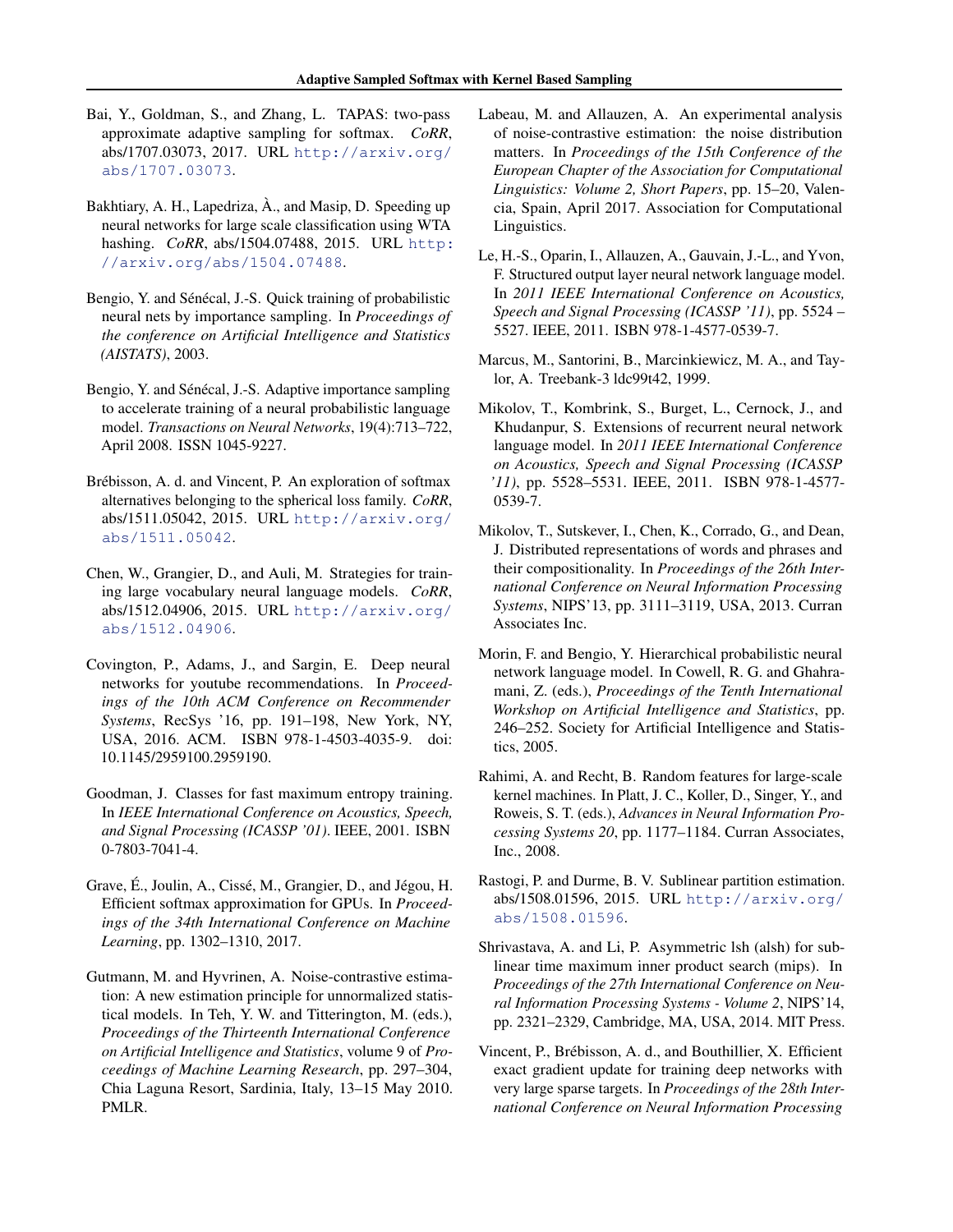Bai, Y., Goldman, S., and Zhang, L. TAPAS: two-pass approximate adaptive sampling for softmax. *CoRR*, abs/1707.03073, 2017. URL http://arxiv.org/abs/1707.03073.

Bakhtiary, A. H., Lapedriza, À., and Masip, D. Speeding up neural networks for large scale classification using WTA hashing. *CoRR*, abs/1504.07488, 2015. URL http://arxiv.org/abs/1504.07488.

Bengio, Y. and Sénécal, J.-S. Quick training of probabilistic neural nets by importance sampling. In *Proceedings of the conference on Artificial Intelligence and Statistics (AISTATS)*, 2003.

Bengio, Y. and Sénécal, J.-S. Adaptive importance sampling to accelerate training of a neural probabilistic language model. *Transactions on Neural Networks*, 19(4):713–722, April 2008. ISSN 1045-9227.

Brébisson, A. d. and Vincent, P. An exploration of softmax alternatives belonging to the spherical loss family. *CoRR*, abs/1511.05042, 2015. URL http://arxiv.org/abs/1511.05042.

Chen, W., Grangier, D., and Auli, M. Strategies for training large vocabulary neural language models. *CoRR*, abs/1512.04906, 2015. URL http://arxiv.org/abs/1512.04906.

Covington, P., Adams, J., and Sargin, E. Deep neural networks for youtube recommendations. In *Proceedings of the 10th ACM Conference on Recommender Systems*, RecSys '16, pp. 191–198, New York, NY, USA, 2016. ACM. ISBN 978-1-4503-4035-9. doi: 10.1145/2959100.2959190.

Goodman, J. Classes for fast maximum entropy training. In *IEEE International Conference on Acoustics, Speech, and Signal Processing (ICASSP '01)*. IEEE, 2001. ISBN 0-7803-7041-4.

Grave, É., Joulin, A., Cissé, M., Grangier, D., and Jégou, H. Efficient softmax approximation for GPUs. In *Proceedings of the 34th International Conference on Machine Learning*, pp. 1302–1310, 2017.

Gutmann, M. and Hyvrinen, A. Noise-contrastive estimation: A new estimation principle for unnormalized statistical models. In Teh, Y. W. and Titterington, M. (eds.), *Proceedings of the Thirteenth International Conference on Artificial Intelligence and Statistics*, volume 9 of *Proceedings of Machine Learning Research*, pp. 297–304, Chia Laguna Resort, Sardinia, Italy, 13–15 May 2010. PMLR.

Labeau, M. and Allauzen, A. An experimental analysis of noise-contrastive estimation: the noise distribution matters. In *Proceedings of the 15th Conference of the European Chapter of the Association for Computational Linguistics: Volume 2, Short Papers*, pp. 15–20, Valencia, Spain, April 2017. Association for Computational Linguistics.

Le, H.-S., Oparin, I., Allauzen, A., Gauvain, J.-L., and Yvon, F. Structured output layer neural network language model. In *2011 IEEE International Conference on Acoustics, Speech and Signal Processing (ICASSP '11)*, pp. 5524 – 5527. IEEE, 2011. ISBN 978-1-4577-0539-7.

Marcus, M., Santorini, B., Marcinkiewicz, M. A., and Taylor, A. Treebank-3 ldc99t42, 1999.

Mikolov, T., Kombrink, S., Burget, L., Cernock, J., and Khudanpur, S. Extensions of recurrent neural network language model. In *2011 IEEE International Conference on Acoustics, Speech and Signal Processing (ICASSP '11)*, pp. 5528–5531. IEEE, 2011. ISBN 978-1-4577-0539-7.

Mikolov, T., Sutskever, I., Chen, K., Corrado, G., and Dean, J. Distributed representations of words and phrases and their compositionality. In *Proceedings of the 26th International Conference on Neural Information Processing Systems*, NIPS'13, pp. 3111–3119, USA, 2013. Curran Associates Inc.

Morin, F. and Bengio, Y. Hierarchical probabilistic neural network language model. In Cowell, R. G. and Ghahramani, Z. (eds.), *Proceedings of the Tenth International Workshop on Artificial Intelligence and Statistics*, pp. 246–252. Society for Artificial Intelligence and Statistics, 2005.

Rahimi, A. and Recht, B. Random features for large-scale kernel machines. In Platt, J. C., Koller, D., Singer, Y., and Roweis, S. T. (eds.), *Advances in Neural Information Processing Systems 20*, pp. 1177–1184. Curran Associates, Inc., 2008.

Rastogi, P. and Durme, B. V. Sublinear partition estimation. abs/1508.01596, 2015. URL http://arxiv.org/abs/1508.01596.

Shrivastava, A. and Li, P. Asymmetric lsh (alsh) for sublinear time maximum inner product search (mips). In *Proceedings of the 27th International Conference on Neural Information Processing Systems - Volume 2*, NIPS'14, pp. 2321–2329, Cambridge, MA, USA, 2014. MIT Press.

Vincent, P., Brébisson, A. d., and Bouthillier, X. Efficient exact gradient update for training deep networks with very large sparse targets. In *Proceedings of the 28th International Conference on Neural Information Processing*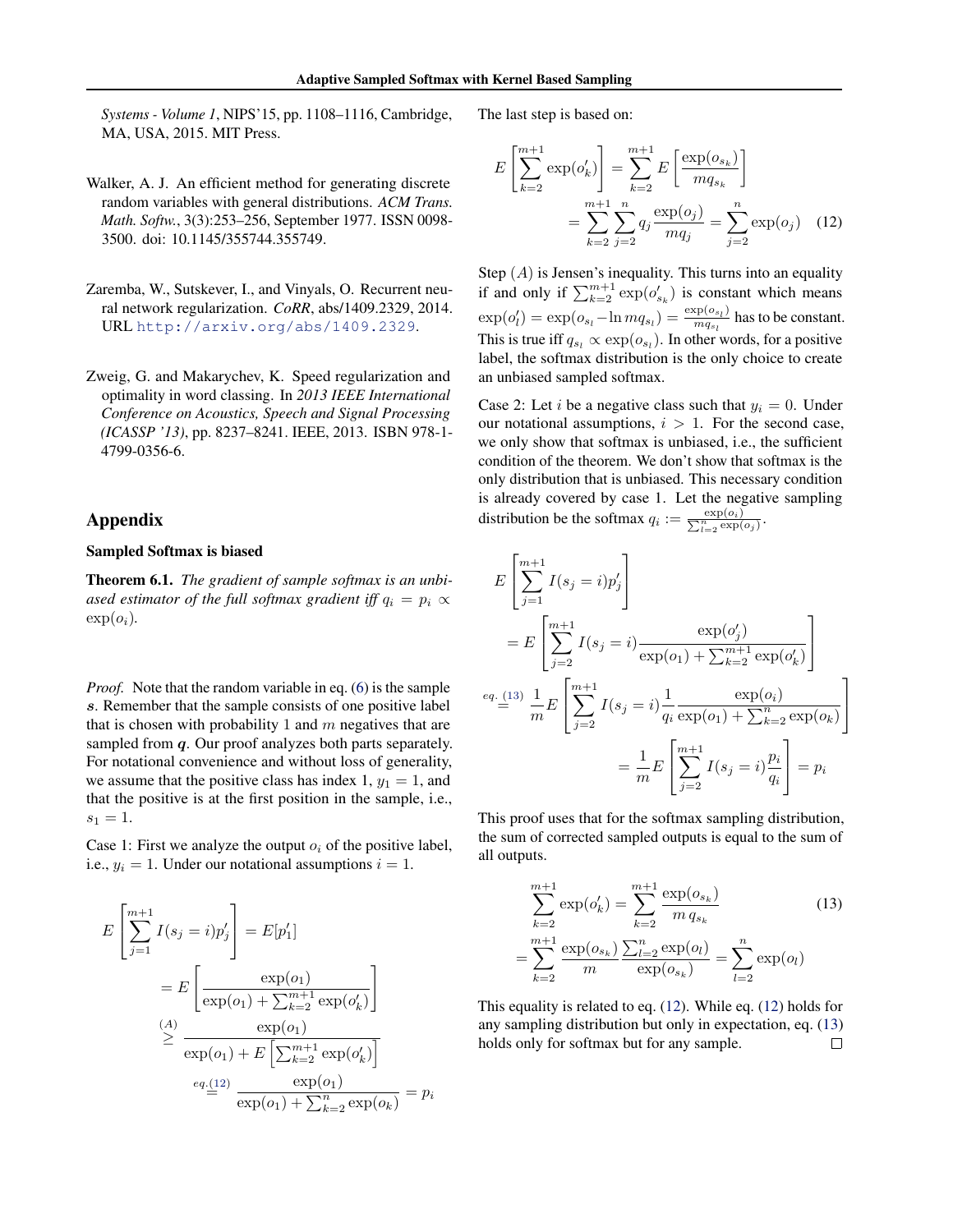*Systems - Volume 1*, NIPS'15, pp. 1108–1116, Cambridge, MA, USA, 2015. MIT Press.

Walker, A. J. An efficient method for generating discrete random variables with general distributions. *ACM Trans. Math. Softw.*, 3(3):253–256, September 1977. ISSN 0098-3500. doi: 10.1145/355744.355749.

Zaremba, W., Sutskever, I., and Vinyals, O. Recurrent neural network regularization. *CoRR*, abs/1409.2329, 2014. URL http://arxiv.org/abs/1409.2329.

Zweig, G. and Makarychev, K. Speed regularization and optimality in word classing. In *2013 IEEE International Conference on Acoustics, Speech and Signal Processing (ICASSP '13)*, pp. 8237–8241. IEEE, 2013. ISBN 978-1-4799-0356-6.

# Appendix

### Sampled Softmax is biased

**Theorem 6.1.** *The gradient of sample softmax is an unbiased estimator of the full softmax gradient iff* $q_i = p_i \propto \exp(o_i)$.

*Proof.* Note that the random variable in eq. (6) is the sample $\boldsymbol{s}$. Remember that the sample consists of one positive label that is chosen with probability 1 and $m$ negatives that are sampled from $\boldsymbol{q}$. Our proof analyzes both parts separately. For notational convenience and without loss of generality, we assume that the positive class has index 1, $y_1 = 1$, and that the positive is at the first position in the sample, i.e., $s_1 = 1$.

Case 1: First we analyze the output $o_i$ of the positive label, i.e., $y_i = 1$. Under our notational assumptions $i = 1$.

$$
\begin{aligned}
E\left[\sum_{j=1}^{m+1} I(s_j = i) p'_j\right] &= E[p'_1] \\
&= E\left[\frac{\exp(o_1)}{\exp(o_1) + \sum_{k=2}^{m+1}\exp(o'_k)}\right] \\
&\overset{(A)}{\geq} \frac{\exp(o_1)}{\exp(o_1) + E\left[\sum_{k=2}^{m+1}\exp(o'_k)\right]} \\
&\overset{eq.(12)}{=} \frac{\exp(o_1)}{\exp(o_1) + \sum_{k=2}^{n}\exp(o_k)} = p_i
\end{aligned}
$$

The last step is based on:

$$
\begin{aligned}
E\left[\sum_{k=2}^{m+1}\exp(o'_k)\right] &= \sum_{k=2}^{m+1} E\left[\frac{\exp(o_{s_k})}{m q_{s_k}}\right] \\
&= \sum_{k=2}^{m+1}\sum_{j=2}^{n} q_j \frac{\exp(o_j)}{m q_j} = \sum_{j=2}^{n}\exp(o_j) \quad (12)
\end{aligned}
$$

Step $(A)$ is Jensen's inequality. This turns into an equality if and only if $\sum_{k=2}^{m+1}\exp(o'_{s_k})$ is constant which means $\exp(o'_l) = \exp(o_{s_l} - \ln m q_{s_l}) = \frac{\exp(o_{s_l})}{m q_{s_l}}$ has to be constant. This is true iff $q_{s_l} \propto \exp(o_{s_l})$. In other words, for a positive label, the softmax distribution is the only choice to create an unbiased sampled softmax.

Case 2: Let $i$ be a negative class such that $y_i = 0$. Under our notational assumptions, $i > 1$. For the second case, we only show that softmax is unbiased, i.e., the sufficient condition of the theorem. We don't show that softmax is the only distribution that is unbiased. This necessary condition is already covered by case 1. Let the negative sampling distribution be the softmax $q_i := \frac{\exp(o_i)}{\sum_{l=2}^{n}\exp(o_j)}$.

$$
\begin{aligned}
& E\left[\sum_{j=1}^{m+1} I(s_j = i) p'_j\right] \\
&= E\left[\sum_{j=2}^{m+1} I(s_j = i)\frac{\exp(o'_j)}{\exp(o_1) + \sum_{k=2}^{m+1}\exp(o'_k)}\right] \\
&\overset{eq.(13)}{=} \frac{1}{m} E\left[\sum_{j=2}^{m+1} I(s_j = i)\frac{1}{q_i}\frac{\exp(o_i)}{\exp(o_1) + \sum_{k=2}^{n}\exp(o_k)}\right] \\
&= \frac{1}{m} E\left[\sum_{j=2}^{m+1} I(s_j = i)\frac{p_i}{q_i}\right] = p_i
\end{aligned}
$$

This proof uses that for the softmax sampling distribution, the sum of corrected sampled outputs is equal to the sum of all outputs.

$$
\begin{aligned}
\sum_{k=2}^{m+1}\exp(o'_k) &= \sum_{k=2}^{m+1}\frac{\exp(o_{s_k})}{m\, q_{s_k}} \quad (13) \\
&= \sum_{k=2}^{m+1}\frac{\exp(o_{s_k})}{m}\frac{\sum_{l=2}^{n}\exp(o_l)}{\exp(o_{s_k})} = \sum_{l=2}^{n}\exp(o_l)
\end{aligned}
$$

This equality is related to eq. (12). While eq. (12) holds for any sampling distribution but only in expectation, eq. (13) holds only for softmax but for any sample. ∎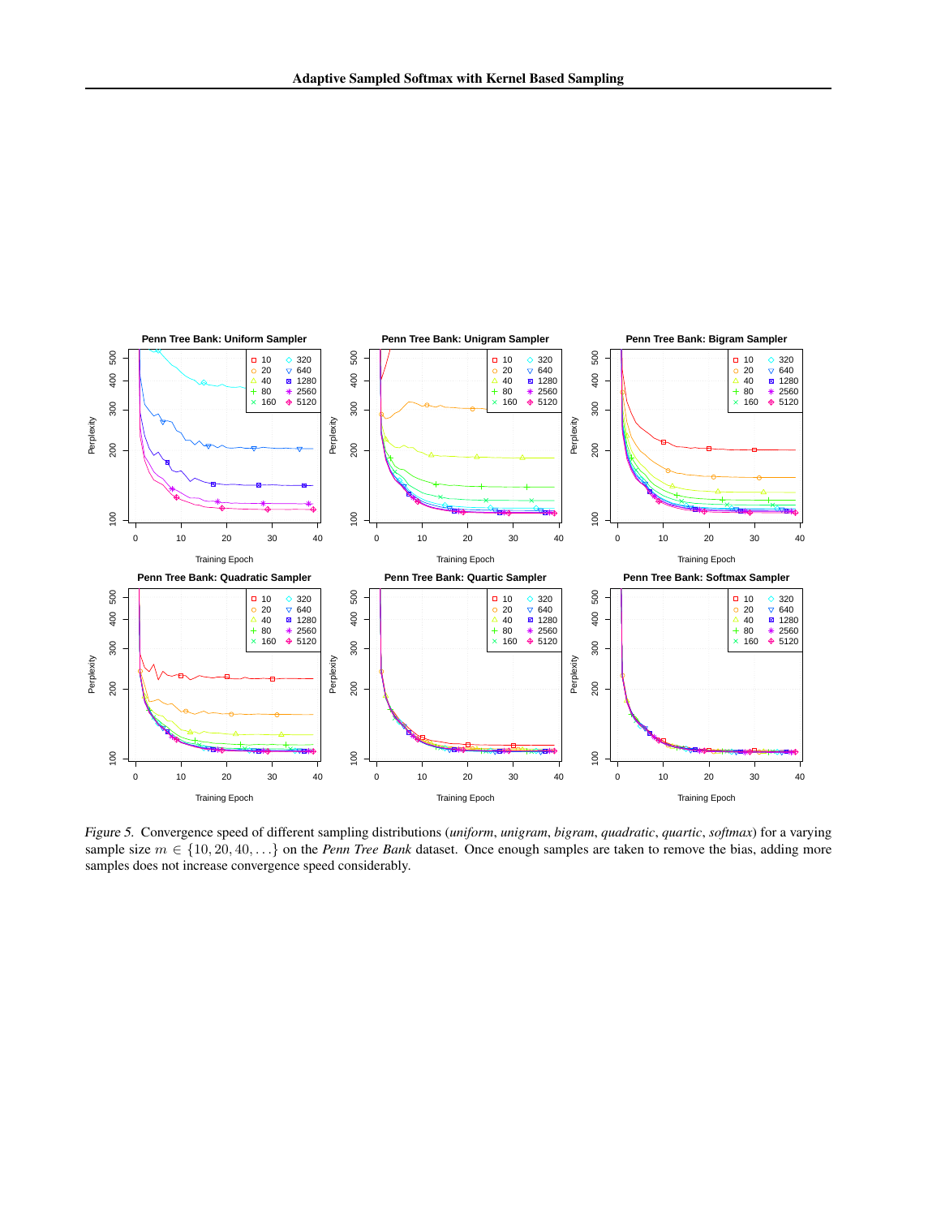Figure 5. Convergence speed of different sampling distributions (*uniform*, *unigram*, *bigram*, *quadratic*, *quartic*, *softmax*) for a varying sample size $m \in \{10, 20, 40, \ldots\}$ on the *Penn Tree Bank* dataset. Once enough samples are taken to remove the bias, adding more samples does not increase convergence speed considerably.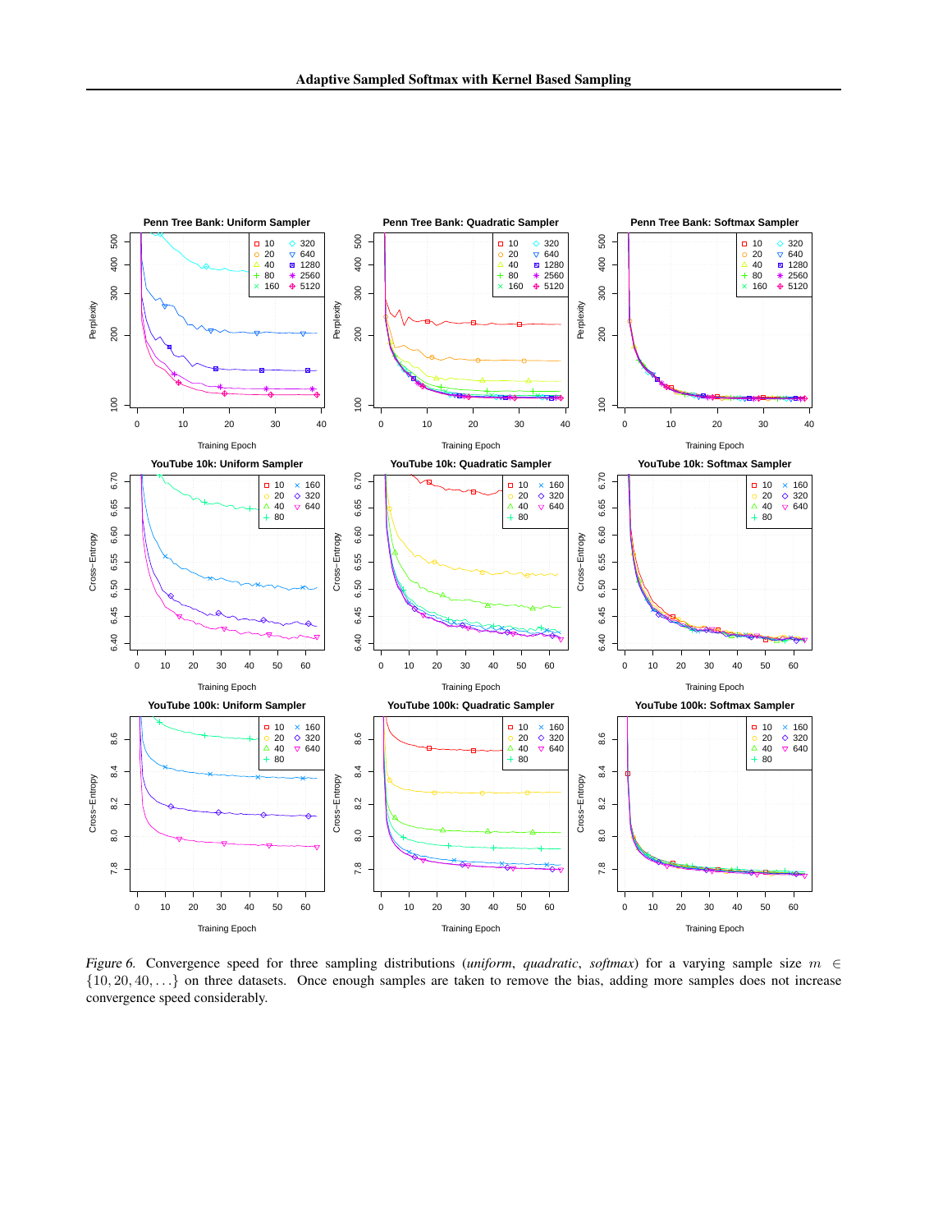*Figure 6.* Convergence speed for three sampling distributions (*uniform*, *quadratic*, *softmax*) for a varying sample size $m \in \{10, 20, 40, \ldots\}$ on three datasets. Once enough samples are taken to remove the bias, adding more samples does not increase convergence speed considerably.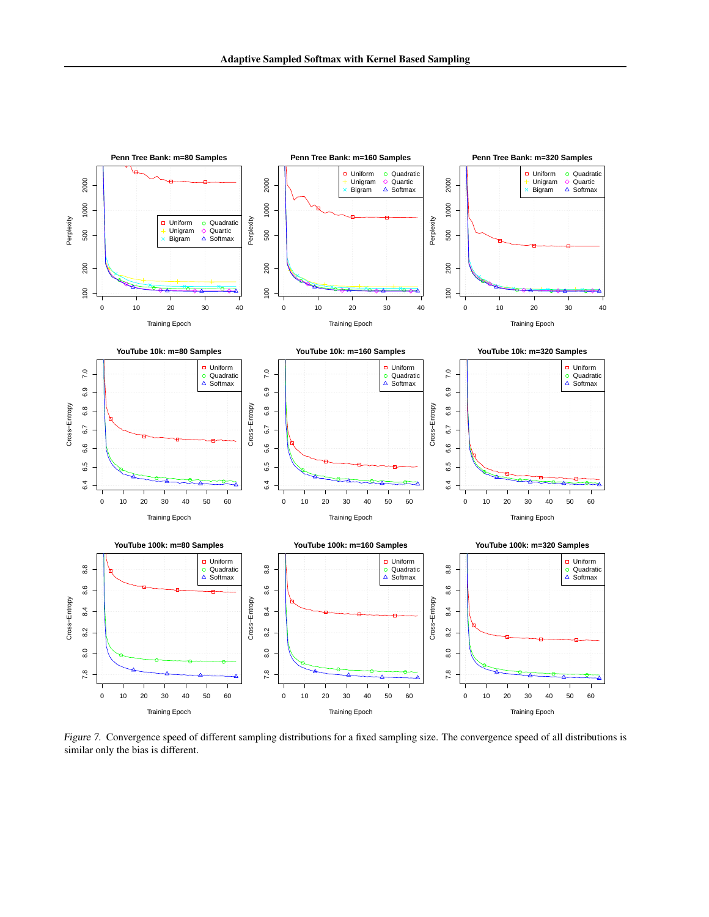Penn Tree Bank: m=80 Samples

Perplexity

2000
1000
500
200
100

0 10 20 30 40

Training Epoch

Uniform
Unigram
Bigram
Quadratic
Quartic
Softmax

Penn Tree Bank: m=160 Samples

Perplexity

2000
1000
500
200
100

0 10 20 30 40

Training Epoch

Uniform
Unigram
Bigram
Quadratic
Quartic
Softmax

Penn Tree Bank: m=320 Samples

Perplexity

2000
1000
500
200
100

0 10 20 30 40

Training Epoch

Uniform
Unigram
Bigram
Quadratic
Quartic
Softmax

YouTube 10k: m=80 Samples

Cross−Entropy

7.0
6.9
6.8
6.7
6.6
6.5
6.4

0 10 20 30 40 50 60

Training Epoch

Uniform
Quadratic
Softmax

YouTube 10k: m=160 Samples

Cross−Entropy

7.0
6.9
6.8
6.7
6.6
6.5
6.4

0 10 20 30 40 50 60

Training Epoch

Uniform
Quadratic
Softmax

YouTube 10k: m=320 Samples

Cross−Entropy

7.0
6.9
6.8
6.7
6.6
6.5
6.4

0 10 20 30 40 50 60

Training Epoch

Uniform
Quadratic
Softmax

YouTube 100k: m=80 Samples

Cross−Entropy

8.8
8.6
8.4
8.2
8.0
7.8

0 10 20 30 40 50 60

Training Epoch

Uniform
Quadratic
Softmax

YouTube 100k: m=160 Samples

Cross−Entropy

8.8
8.6
8.4
8.2
8.0
7.8

0 10 20 30 40 50 60

Training Epoch

Uniform
Quadratic
Softmax

YouTube 100k: m=320 Samples

Cross−Entropy

8.8
8.6
8.4
8.2
8.0
7.8

0 10 20 30 40 50 60

Training Epoch

Uniform
Quadratic
Softmax

*Figure 7.* Convergence speed of different sampling distributions for a fixed sampling size. The convergence speed of all distributions is similar only the bias is different.